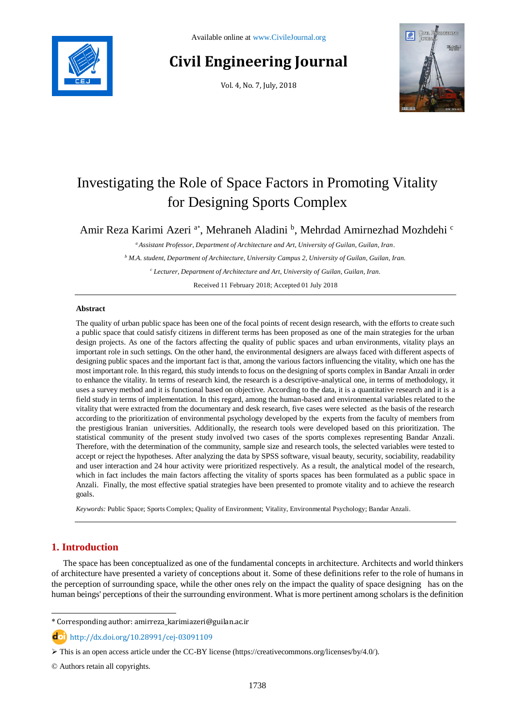Available online at www.CivileJournal.org

# Civil Engineering Journal

Vol. 4, No. 7, July, 2018

# Investigating the Role of Space Factors in Promoting Vitality for Designing Sports Complex

Amir Reza Karimi Azeri [a*], Mehraneh Aladini [b], Mehrdad Amirnezhad Mozhdehi [c]

[a] *Assistant Professor, Department of Architecture and Art, University of Guilan, Guilan, Iran.*

[b] *M.A. student, Department of Architecture, University Campus 2, University of Guilan, Guilan, Iran.*

[c] *Lecturer, Department of Architecture and Art, University of Guilan, Guilan, Iran.*

Received 11 February 2018; Accepted 01 July 2018

## Abstract

The quality of urban public space has been one of the focal points of recent design research, with the efforts to create such a public space that could satisfy citizens in different terms has been proposed as one of the main strategies for the urban design projects. As one of the factors affecting the quality of public spaces and urban environments, vitality plays an important role in such settings. On the other hand, the environmental designers are always faced with different aspects of designing public spaces and the important fact is that, among the various factors influencing the vitality, which one has the most important role. In this regard, this study intends to focus on the designing of sports complex in Bandar Anzali in order to enhance the vitality. In terms of research kind, the research is a descriptive-analytical one, in terms of methodology, it uses a survey method and it is functional based on objective. According to the data, it is a quantitative research and it is a field study in terms of implementation. In this regard, among the human-based and environmental variables related to the vitality that were extracted from the documentary and desk research, five cases were selected as the basis of the research according to the prioritization of environmental psychology developed by the experts from the faculty of members from the prestigious Iranian universities. Additionally, the research tools were developed based on this prioritization. The statistical community of the present study involved two cases of the sports complexes representing Bandar Anzali. Therefore, with the determination of the community, sample size and research tools, the selected variables were tested to accept or reject the hypotheses. After analyzing the data by SPSS software, visual beauty, security, sociability, readability and user interaction and 24 hour activity were prioritized respectively. As a result, the analytical model of the research, which in fact includes the main factors affecting the vitality of sports spaces has been formulated as a public space in Anzali. Finally, the most effective spatial strategies have been presented to promote vitality and to achieve the research goals.

*Keywords:* Public Space; Sports Complex; Quality of Environment; Vitality, Environmental Psychology; Bandar Anzali.

## 1. Introduction

The space has been conceptualized as one of the fundamental concepts in architecture. Architects and world thinkers of architecture have presented a variety of conceptions about it. Some of these definitions refer to the role of humans in the perception of surrounding space, while the other ones rely on the impact the quality of space designing has on the human beings' perceptions of their the surrounding environment. What is more pertinent among scholars is the definition

---

\* Corresponding author: amirreza_karimiazeri@guilan.ac.ir

http://dx.doi.org/10.28991/cej-03091109

➢ This is an open access article under the CC-BY license (https://creativecommons.org/licenses/by/4.0/).

© Authors retain all copyrights.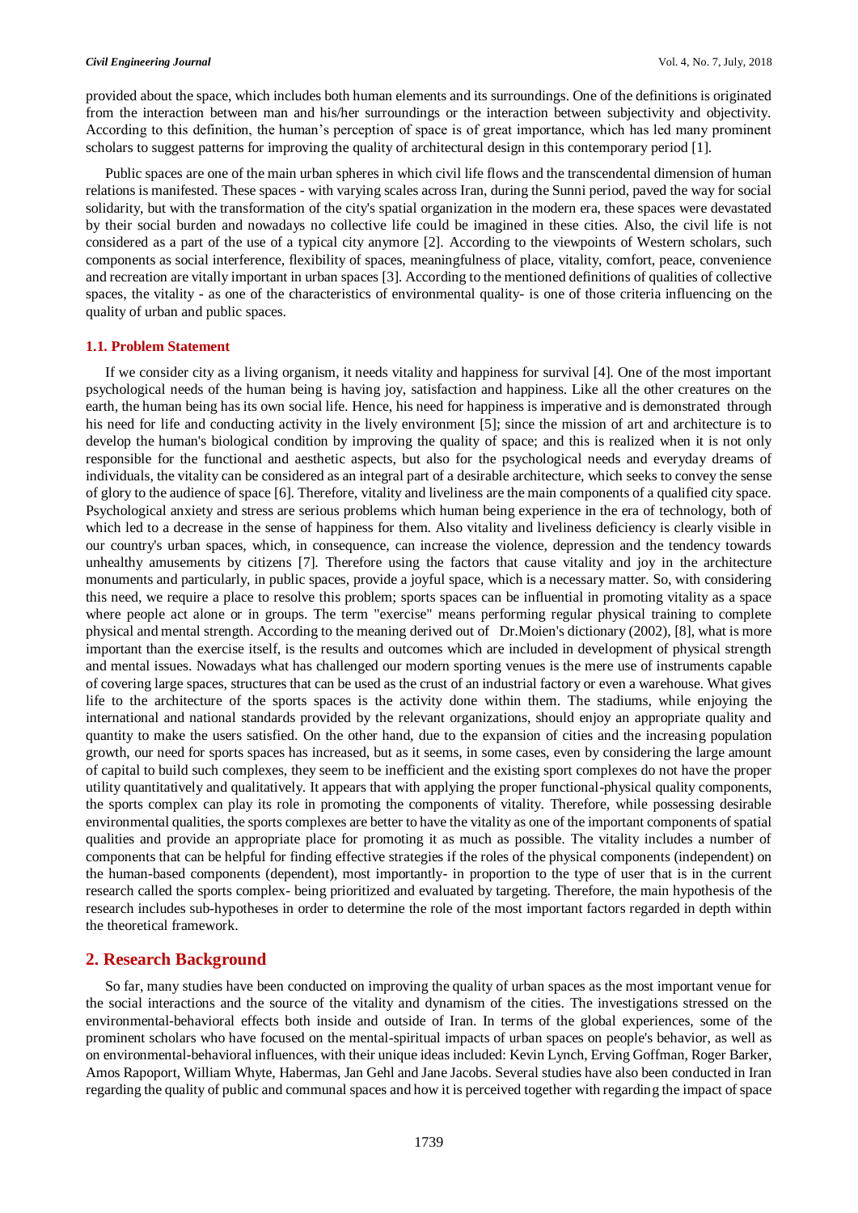provided about the space, which includes both human elements and its surroundings. One of the definitions is originated from the interaction between man and his/her surroundings or the interaction between subjectivity and objectivity. According to this definition, the human's perception of space is of great importance, which has led many prominent scholars to suggest patterns for improving the quality of architectural design in this contemporary period [1].

Public spaces are one of the main urban spheres in which civil life flows and the transcendental dimension of human relations is manifested. These spaces - with varying scales across Iran, during the Sunni period, paved the way for social solidarity, but with the transformation of the city's spatial organization in the modern era, these spaces were devastated by their social burden and nowadays no collective life could be imagined in these cities. Also, the civil life is not considered as a part of the use of a typical city anymore [2]. According to the viewpoints of Western scholars, such components as social interference, flexibility of spaces, meaningfulness of place, vitality, comfort, peace, convenience and recreation are vitally important in urban spaces [3]. According to the mentioned definitions of qualities of collective spaces, the vitality - as one of the characteristics of environmental quality- is one of those criteria influencing on the quality of urban and public spaces.

### 1.1. Problem Statement

If we consider city as a living organism, it needs vitality and happiness for survival [4]. One of the most important psychological needs of the human being is having joy, satisfaction and happiness. Like all the other creatures on the earth, the human being has its own social life. Hence, his need for happiness is imperative and is demonstrated through his need for life and conducting activity in the lively environment [5]; since the mission of art and architecture is to develop the human's biological condition by improving the quality of space; and this is realized when it is not only responsible for the functional and aesthetic aspects, but also for the psychological needs and everyday dreams of individuals, the vitality can be considered as an integral part of a desirable architecture, which seeks to convey the sense of glory to the audience of space [6]. Therefore, vitality and liveliness are the main components of a qualified city space. Psychological anxiety and stress are serious problems which human being experience in the era of technology, both of which led to a decrease in the sense of happiness for them. Also vitality and liveliness deficiency is clearly visible in our country's urban spaces, which, in consequence, can increase the violence, depression and the tendency towards unhealthy amusements by citizens [7]. Therefore using the factors that cause vitality and joy in the architecture monuments and particularly, in public spaces, provide a joyful space, which is a necessary matter. So, with considering this need, we require a place to resolve this problem; sports spaces can be influential in promoting vitality as a space where people act alone or in groups. The term "exercise" means performing regular physical training to complete physical and mental strength. According to the meaning derived out of Dr.Moien's dictionary (2002), [8], what is more important than the exercise itself, is the results and outcomes which are included in development of physical strength and mental issues. Nowadays what has challenged our modern sporting venues is the mere use of instruments capable of covering large spaces, structures that can be used as the crust of an industrial factory or even a warehouse. What gives life to the architecture of the sports spaces is the activity done within them. The stadiums, while enjoying the international and national standards provided by the relevant organizations, should enjoy an appropriate quality and quantity to make the users satisfied. On the other hand, due to the expansion of cities and the increasing population growth, our need for sports spaces has increased, but as it seems, in some cases, even by considering the large amount of capital to build such complexes, they seem to be inefficient and the existing sport complexes do not have the proper utility quantitatively and qualitatively. It appears that with applying the proper functional-physical quality components, the sports complex can play its role in promoting the components of vitality. Therefore, while possessing desirable environmental qualities, the sports complexes are better to have the vitality as one of the important components of spatial qualities and provide an appropriate place for promoting it as much as possible. The vitality includes a number of components that can be helpful for finding effective strategies if the roles of the physical components (independent) on the human-based components (dependent), most importantly- in proportion to the type of user that is in the current research called the sports complex- being prioritized and evaluated by targeting. Therefore, the main hypothesis of the research includes sub-hypotheses in order to determine the role of the most important factors regarded in depth within the theoretical framework.

## 2. Research Background

So far, many studies have been conducted on improving the quality of urban spaces as the most important venue for the social interactions and the source of the vitality and dynamism of the cities. The investigations stressed on the environmental-behavioral effects both inside and outside of Iran. In terms of the global experiences, some of the prominent scholars who have focused on the mental-spiritual impacts of urban spaces on people's behavior, as well as on environmental-behavioral influences, with their unique ideas included: Kevin Lynch, Erving Goffman, Roger Barker, Amos Rapoport, William Whyte, Habermas, Jan Gehl and Jane Jacobs. Several studies have also been conducted in Iran regarding the quality of public and communal spaces and how it is perceived together with regarding the impact of space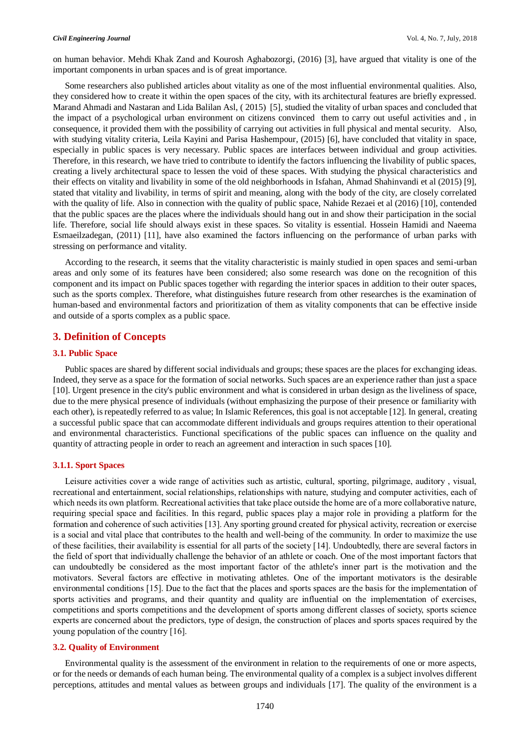on human behavior. Mehdi Khak Zand and Kourosh Aghabozorgi, (2016) [3], have argued that vitality is one of the important components in urban spaces and is of great importance.

Some researchers also published articles about vitality as one of the most influential environmental qualities. Also, they considered how to create it within the open spaces of the city, with its architectural features are briefly expressed. Marand Ahmadi and Nastaran and Lida Balilan Asl, ( 2015) [5], studied the vitality of urban spaces and concluded that the impact of a psychological urban environment on citizens convinced them to carry out useful activities and , in consequence, it provided them with the possibility of carrying out activities in full physical and mental security. Also, with studying vitality criteria, Leila Kayini and Parisa Hashempour, (2015) [6], have concluded that vitality in space, especially in public spaces is very necessary. Public spaces are interfaces between individual and group activities. Therefore, in this research, we have tried to contribute to identify the factors influencing the livability of public spaces, creating a lively architectural space to lessen the void of these spaces. With studying the physical characteristics and their effects on vitality and livability in some of the old neighborhoods in Isfahan, Ahmad Shahinvandi et al (2015) [9], stated that vitality and livability, in terms of spirit and meaning, along with the body of the city, are closely correlated with the quality of life. Also in connection with the quality of public space, Nahide Rezaei et al (2016) [10], contended that the public spaces are the places where the individuals should hang out in and show their participation in the social life. Therefore, social life should always exist in these spaces. So vitality is essential. Hossein Hamidi and Naeema Esmaeilzadegan, (2011) [11], have also examined the factors influencing on the performance of urban parks with stressing on performance and vitality.

According to the research, it seems that the vitality characteristic is mainly studied in open spaces and semi-urban areas and only some of its features have been considered; also some research was done on the recognition of this component and its impact on Public spaces together with regarding the interior spaces in addition to their outer spaces, such as the sports complex. Therefore, what distinguishes future research from other researches is the examination of human-based and environmental factors and prioritization of them as vitality components that can be effective inside and outside of a sports complex as a public space.

## 3. Definition of Concepts

### 3.1. Public Space

Public spaces are shared by different social individuals and groups; these spaces are the places for exchanging ideas. Indeed, they serve as a space for the formation of social networks. Such spaces are an experience rather than just a space [10]. Urgent presence in the city's public environment and what is considered in urban design as the liveliness of space, due to the mere physical presence of individuals (without emphasizing the purpose of their presence or familiarity with each other), is repeatedly referred to as value; In Islamic References, this goal is not acceptable [12]. In general, creating a successful public space that can accommodate different individuals and groups requires attention to their operational and environmental characteristics. Functional specifications of the public spaces can influence on the quality and quantity of attracting people in order to reach an agreement and interaction in such spaces [10].

#### 3.1.1. Sport Spaces

Leisure activities cover a wide range of activities such as artistic, cultural, sporting, pilgrimage, auditory , visual, recreational and entertainment, social relationships, relationships with nature, studying and computer activities, each of which needs its own platform. Recreational activities that take place outside the home are of a more collaborative nature, requiring special space and facilities. In this regard, public spaces play a major role in providing a platform for the formation and coherence of such activities [13]. Any sporting ground created for physical activity, recreation or exercise is a social and vital place that contributes to the health and well-being of the community. In order to maximize the use of these facilities, their availability is essential for all parts of the society [14]. Undoubtedly, there are several factors in the field of sport that individually challenge the behavior of an athlete or coach. One of the most important factors that can undoubtedly be considered as the most important factor of the athlete's inner part is the motivation and the motivators. Several factors are effective in motivating athletes. One of the important motivators is the desirable environmental conditions [15]. Due to the fact that the places and sports spaces are the basis for the implementation of sports activities and programs, and their quantity and quality are influential on the implementation of exercises, competitions and sports competitions and the development of sports among different classes of society, sports science experts are concerned about the predictors, type of design, the construction of places and sports spaces required by the young population of the country [16].

### 3.2. Quality of Environment

Environmental quality is the assessment of the environment in relation to the requirements of one or more aspects, or for the needs or demands of each human being. The environmental quality of a complex is a subject involves different perceptions, attitudes and mental values as between groups and individuals [17]. The quality of the environment is a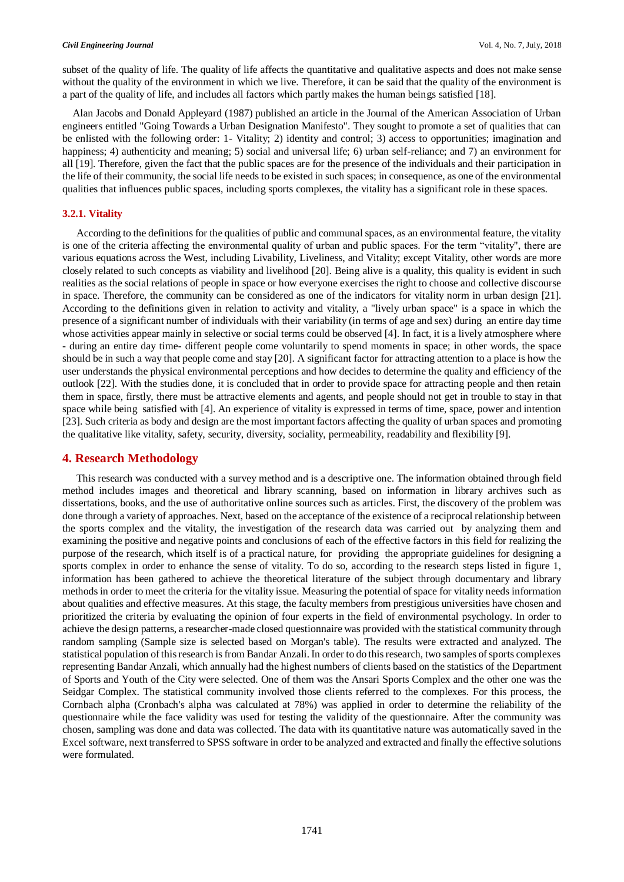subset of the quality of life. The quality of life affects the quantitative and qualitative aspects and does not make sense without the quality of the environment in which we live. Therefore, it can be said that the quality of the environment is a part of the quality of life, and includes all factors which partly makes the human beings satisfied [18].

Alan Jacobs and Donald Appleyard (1987) published an article in the Journal of the American Association of Urban engineers entitled "Going Towards a Urban Designation Manifesto". They sought to promote a set of qualities that can be enlisted with the following order: 1- Vitality; 2) identity and control; 3) access to opportunities; imagination and happiness; 4) authenticity and meaning; 5) social and universal life; 6) urban self-reliance; and 7) an environment for all [19]. Therefore, given the fact that the public spaces are for the presence of the individuals and their participation in the life of their community, the social life needs to be existed in such spaces; in consequence, as one of the environmental qualities that influences public spaces, including sports complexes, the vitality has a significant role in these spaces.

### 3.2.1. Vitality

According to the definitions for the qualities of public and communal spaces, as an environmental feature, the vitality is one of the criteria affecting the environmental quality of urban and public spaces. For the term "vitality", there are various equations across the West, including Livability, Liveliness, and Vitality; except Vitality, other words are more closely related to such concepts as viability and livelihood [20]. Being alive is a quality, this quality is evident in such realities as the social relations of people in space or how everyone exercises the right to choose and collective discourse in space. Therefore, the community can be considered as one of the indicators for vitality norm in urban design [21]. According to the definitions given in relation to activity and vitality, a "lively urban space" is a space in which the presence of a significant number of individuals with their variability (in terms of age and sex) during an entire day time whose activities appear mainly in selective or social terms could be observed [4]. In fact, it is a lively atmosphere where - during an entire day time- different people come voluntarily to spend moments in space; in other words, the space should be in such a way that people come and stay [20]. A significant factor for attracting attention to a place is how the user understands the physical environmental perceptions and how decides to determine the quality and efficiency of the outlook [22]. With the studies done, it is concluded that in order to provide space for attracting people and then retain them in space, firstly, there must be attractive elements and agents, and people should not get in trouble to stay in that space while being satisfied with [4]. An experience of vitality is expressed in terms of time, space, power and intention [23]. Such criteria as body and design are the most important factors affecting the quality of urban spaces and promoting the qualitative like vitality, safety, security, diversity, sociality, permeability, readability and flexibility [9].

## 4. Research Methodology

This research was conducted with a survey method and is a descriptive one. The information obtained through field method includes images and theoretical and library scanning, based on information in library archives such as dissertations, books, and the use of authoritative online sources such as articles. First, the discovery of the problem was done through a variety of approaches. Next, based on the acceptance of the existence of a reciprocal relationship between the sports complex and the vitality, the investigation of the research data was carried out by analyzing them and examining the positive and negative points and conclusions of each of the effective factors in this field for realizing the purpose of the research, which itself is of a practical nature, for providing the appropriate guidelines for designing a sports complex in order to enhance the sense of vitality. To do so, according to the research steps listed in figure 1, information has been gathered to achieve the theoretical literature of the subject through documentary and library methods in order to meet the criteria for the vitality issue. Measuring the potential of space for vitality needs information about qualities and effective measures. At this stage, the faculty members from prestigious universities have chosen and prioritized the criteria by evaluating the opinion of four experts in the field of environmental psychology. In order to achieve the design patterns, a researcher-made closed questionnaire was provided with the statistical community through random sampling (Sample size is selected based on Morgan's table). The results were extracted and analyzed. The statistical population of this research is from Bandar Anzali. In order to do this research, two samples of sports complexes representing Bandar Anzali, which annually had the highest numbers of clients based on the statistics of the Department of Sports and Youth of the City were selected. One of them was the Ansari Sports Complex and the other one was the Seidgar Complex. The statistical community involved those clients referred to the complexes. For this process, the Cornbach alpha (Cronbach's alpha was calculated at 78%) was applied in order to determine the reliability of the questionnaire while the face validity was used for testing the validity of the questionnaire. After the community was chosen, sampling was done and data was collected. The data with its quantitative nature was automatically saved in the Excel software, next transferred to SPSS software in order to be analyzed and extracted and finally the effective solutions were formulated.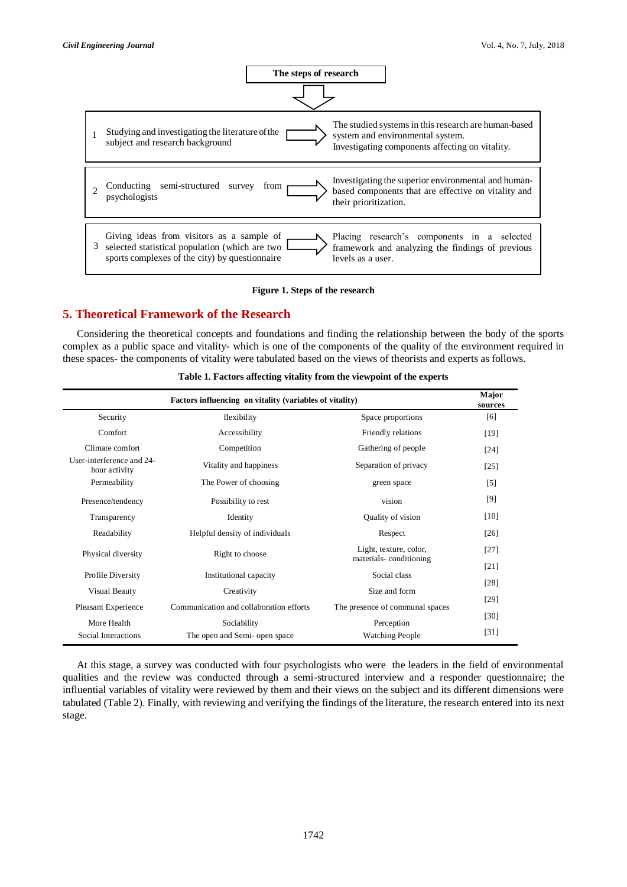| The steps of research | |
|---|---|
| 1 Studying and investigating the literature of the subject and research background | The studied systems in this research are human-based system and environmental system. Investigating components affecting on vitality. |
| 2 Conducting semi-structured survey from psychologists | Investigating the superior environmental and human-based components that are effective on vitality and their prioritization. |
| 3 Giving ideas from visitors as a sample of selected statistical population (which are two sports complexes of the city) by questionnaire | Placing research's components in a selected framework and analyzing the findings of previous levels as a user. |

**Figure 1. Steps of the research**

## 5. Theoretical Framework of the Research

Considering the theoretical concepts and foundations and finding the relationship between the body of the sports complex as a public space and vitality- which is one of the components of the quality of the environment required in these spaces- the components of vitality were tabulated based on the views of theorists and experts as follows.

**Table 1. Factors affecting vitality from the viewpoint of the experts**

| Factors influencing on vitality (variables of vitality) | | | Major sources |
|---|---|---|---|
| Security | flexibility | Space proportions | [6] |
| Comfort | Accessibility | Friendly relations | [19] |
| Climate comfort | Competition | Gathering of people | [24] |
| User-interference and 24-hour activity | Vitality and happiness | Separation of privacy | [25] |
| Permeability | The Power of choosing | green space | [5] |
| Presence/tendency | Possibility to rest | vision | [9] |
| Transparency | Identity | Quality of vision | [10] |
| Readability | Helpful density of individuals | Respect | [26] |
| Physical diversity | Right to choose | Light, texture, color, materials- conditioning | [27] |
| Profile Diversity | Institutional capacity | Social class | [21] |
| Visual Beauty | Creativity | Size and form | [28] |
| Pleasant Experience | Communication and collaboration efforts | The presence of communal spaces | [29] |
| More Health | Sociability | Perception | [30] |
| Social Interactions | The open and Semi- open space | Watching People | [31] |

At this stage, a survey was conducted with four psychologists who were the leaders in the field of environmental qualities and the review was conducted through a semi-structured interview and a responder questionnaire; the influential variables of vitality were reviewed by them and their views on the subject and its different dimensions were tabulated (Table 2). Finally, with reviewing and verifying the findings of the literature, the research entered into its next stage.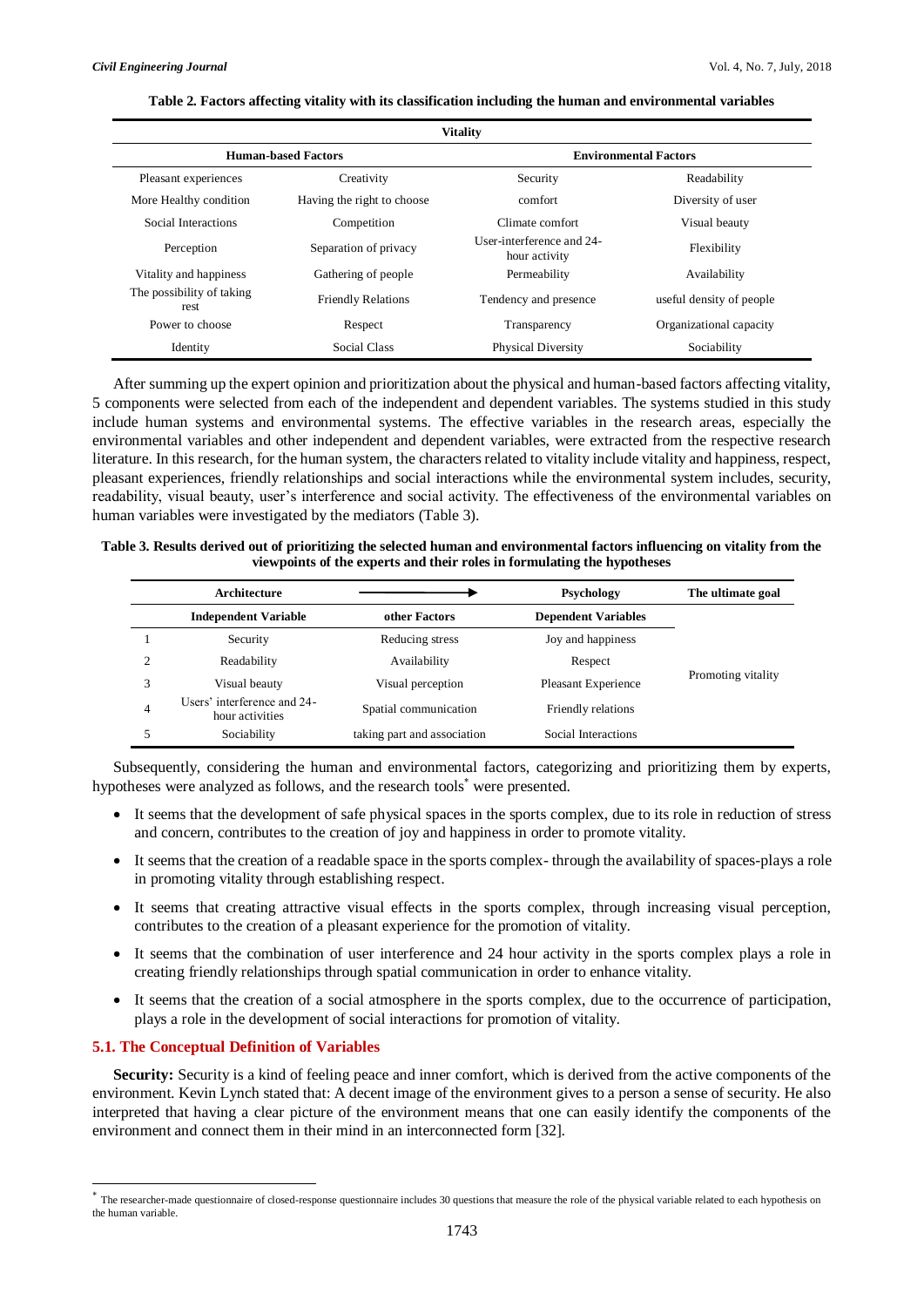**Table 2. Factors affecting vitality with its classification including the human and environmental variables**

| Vitality | | | |
|---|---|---|---|
| **Human-based Factors** | | **Environmental Factors** | |
| Pleasant experiences | Creativity | Security | Readability |
| More Healthy condition | Having the right to choose | comfort | Diversity of user |
| Social Interactions | Competition | Climate comfort | Visual beauty |
| Perception | Separation of privacy | User-interference and 24-hour activity | Flexibility |
| Vitality and happiness | Gathering of people | Permeability | Availability |
| The possibility of taking rest | Friendly Relations | Tendency and presence | useful density of people |
| Power to choose | Respect | Transparency | Organizational capacity |
| Identity | Social Class | Physical Diversity | Sociability |

After summing up the expert opinion and prioritization about the physical and human-based factors affecting vitality, 5 components were selected from each of the independent and dependent variables. The systems studied in this study include human systems and environmental systems. The effective variables in the research areas, especially the environmental variables and other independent and dependent variables, were extracted from the respective research literature. In this research, for the human system, the characters related to vitality include vitality and happiness, respect, pleasant experiences, friendly relationships and social interactions while the environmental system includes, security, readability, visual beauty, user's interference and social activity. The effectiveness of the environmental variables on human variables were investigated by the mediators (Table 3).

**Table 3. Results derived out of prioritizing the selected human and environmental factors influencing on vitality from the viewpoints of the experts and their roles in formulating the hypotheses**

| | Architecture | ⟶ | Psychology | The ultimate goal |
|---|---|---|---|---|
| | **Independent Variable** | **other Factors** | **Dependent Variables** | |
| 1 | Security | Reducing stress | Joy and happiness | Promoting vitality |
| 2 | Readability | Availability | Respect | |
| 3 | Visual beauty | Visual perception | Pleasant Experience | |
| 4 | Users' interference and 24-hour activities | Spatial communication | Friendly relations | |
| 5 | Sociability | taking part and association | Social Interactions | |

Subsequently, considering the human and environmental factors, categorizing and prioritizing them by experts, hypotheses were analyzed as follows, and the research tools* were presented.

- It seems that the development of safe physical spaces in the sports complex, due to its role in reduction of stress and concern, contributes to the creation of joy and happiness in order to promote vitality.
- It seems that the creation of a readable space in the sports complex- through the availability of spaces-plays a role in promoting vitality through establishing respect.
- It seems that creating attractive visual effects in the sports complex, through increasing visual perception, contributes to the creation of a pleasant experience for the promotion of vitality.
- It seems that the combination of user interference and 24 hour activity in the sports complex plays a role in creating friendly relationships through spatial communication in order to enhance vitality.
- It seems that the creation of a social atmosphere in the sports complex, due to the occurrence of participation, plays a role in the development of social interactions for promotion of vitality.

### 5.1. The Conceptual Definition of Variables

**Security:** Security is a kind of feeling peace and inner comfort, which is derived from the active components of the environment. Kevin Lynch stated that: A decent image of the environment gives to a person a sense of security. He also interpreted that having a clear picture of the environment means that one can easily identify the components of the environment and connect them in their mind in an interconnected form [32].

* The researcher-made questionnaire of closed-response questionnaire includes 30 questions that measure the role of the physical variable related to each hypothesis on the human variable.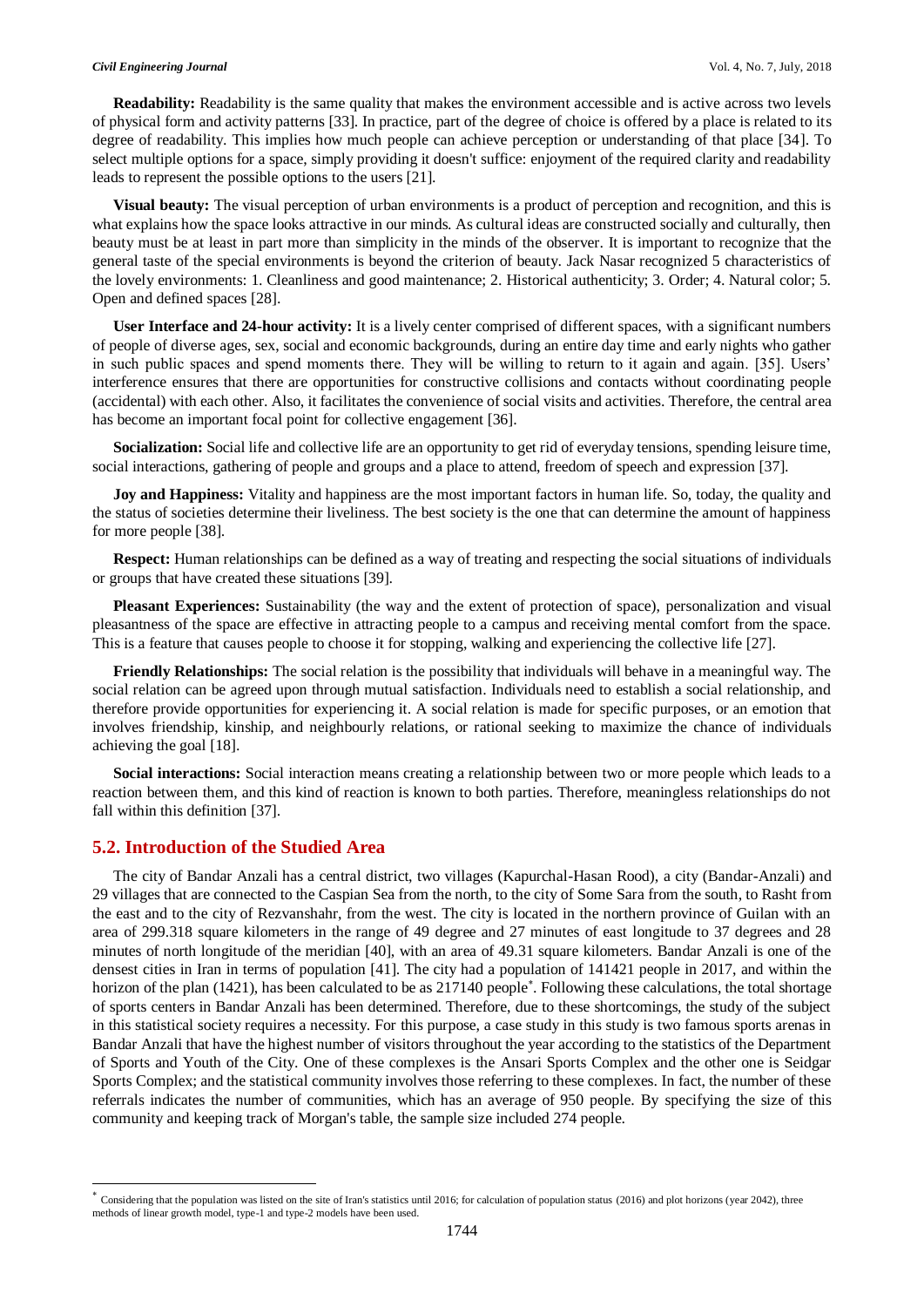**Readability:** Readability is the same quality that makes the environment accessible and is active across two levels of physical form and activity patterns [33]. In practice, part of the degree of choice is offered by a place is related to its degree of readability. This implies how much people can achieve perception or understanding of that place [34]. To select multiple options for a space, simply providing it doesn't suffice: enjoyment of the required clarity and readability leads to represent the possible options to the users [21].

**Visual beauty:** The visual perception of urban environments is a product of perception and recognition, and this is what explains how the space looks attractive in our minds. As cultural ideas are constructed socially and culturally, then beauty must be at least in part more than simplicity in the minds of the observer. It is important to recognize that the general taste of the special environments is beyond the criterion of beauty. Jack Nasar recognized 5 characteristics of the lovely environments: 1. Cleanliness and good maintenance; 2. Historical authenticity; 3. Order; 4. Natural color; 5. Open and defined spaces [28].

**User Interface and 24-hour activity:** It is a lively center comprised of different spaces, with a significant numbers of people of diverse ages, sex, social and economic backgrounds, during an entire day time and early nights who gather in such public spaces and spend moments there. They will be willing to return to it again and again. [35]. Users' interference ensures that there are opportunities for constructive collisions and contacts without coordinating people (accidental) with each other. Also, it facilitates the convenience of social visits and activities. Therefore, the central area has become an important focal point for collective engagement [36].

**Socialization:** Social life and collective life are an opportunity to get rid of everyday tensions, spending leisure time, social interactions, gathering of people and groups and a place to attend, freedom of speech and expression [37].

**Joy and Happiness:** Vitality and happiness are the most important factors in human life. So, today, the quality and the status of societies determine their liveliness. The best society is the one that can determine the amount of happiness for more people [38].

**Respect:** Human relationships can be defined as a way of treating and respecting the social situations of individuals or groups that have created these situations [39].

**Pleasant Experiences:** Sustainability (the way and the extent of protection of space), personalization and visual pleasantness of the space are effective in attracting people to a campus and receiving mental comfort from the space. This is a feature that causes people to choose it for stopping, walking and experiencing the collective life [27].

**Friendly Relationships:** The social relation is the possibility that individuals will behave in a meaningful way. The social relation can be agreed upon through mutual satisfaction. Individuals need to establish a social relationship, and therefore provide opportunities for experiencing it. A social relation is made for specific purposes, or an emotion that involves friendship, kinship, and neighbourly relations, or rational seeking to maximize the chance of individuals achieving the goal [18].

**Social interactions:** Social interaction means creating a relationship between two or more people which leads to a reaction between them, and this kind of reaction is known to both parties. Therefore, meaningless relationships do not fall within this definition [37].

## 5.2. Introduction of the Studied Area

The city of Bandar Anzali has a central district, two villages (Kapurchal-Hasan Rood), a city (Bandar-Anzali) and 29 villages that are connected to the Caspian Sea from the north, to the city of Some Sara from the south, to Rasht from the east and to the city of Rezvanshahr, from the west. The city is located in the northern province of Guilan with an area of 299.318 square kilometers in the range of 49 degree and 27 minutes of east longitude to 37 degrees and 28 minutes of north longitude of the meridian [40], with an area of 49.31 square kilometers. Bandar Anzali is one of the densest cities in Iran in terms of population [41]. The city had a population of 141421 people in 2017, and within the horizon of the plan (1421), has been calculated to be as 217140 people*. Following these calculations, the total shortage of sports centers in Bandar Anzali has been determined. Therefore, due to these shortcomings, the study of the subject in this statistical society requires a necessity. For this purpose, a case study in this study is two famous sports arenas in Bandar Anzali that have the highest number of visitors throughout the year according to the statistics of the Department of Sports and Youth of the City. One of these complexes is the Ansari Sports Complex and the other one is Seidgar Sports Complex; and the statistical community involves those referring to these complexes. In fact, the number of these referrals indicates the number of communities, which has an average of 950 people. By specifying the size of this community and keeping track of Morgan's table, the sample size included 274 people.

---

* Considering that the population was listed on the site of Iran's statistics until 2016; for calculation of population status (2016) and plot horizons (year 2042), three methods of linear growth model, type-1 and type-2 models have been used.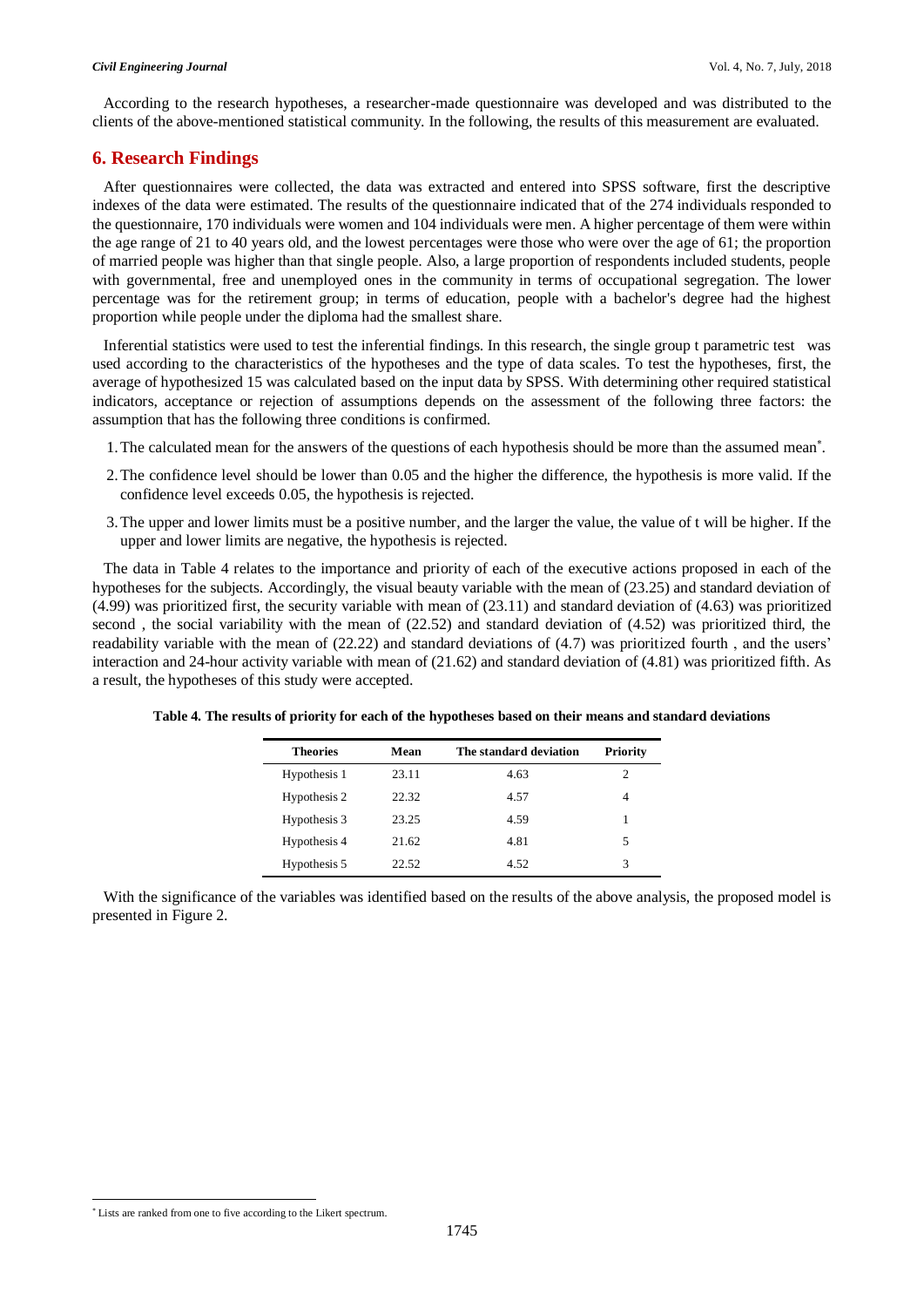According to the research hypotheses, a researcher-made questionnaire was developed and was distributed to the clients of the above-mentioned statistical community. In the following, the results of this measurement are evaluated.

## 6. Research Findings

After questionnaires were collected, the data was extracted and entered into SPSS software, first the descriptive indexes of the data were estimated. The results of the questionnaire indicated that of the 274 individuals responded to the questionnaire, 170 individuals were women and 104 individuals were men. A higher percentage of them were within the age range of 21 to 40 years old, and the lowest percentages were those who were over the age of 61; the proportion of married people was higher than that single people. Also, a large proportion of respondents included students, people with governmental, free and unemployed ones in the community in terms of occupational segregation. The lower percentage was for the retirement group; in terms of education, people with a bachelor's degree had the highest proportion while people under the diploma had the smallest share.

Inferential statistics were used to test the inferential findings. In this research, the single group t parametric test was used according to the characteristics of the hypotheses and the type of data scales. To test the hypotheses, first, the average of hypothesized 15 was calculated based on the input data by SPSS. With determining other required statistical indicators, acceptance or rejection of assumptions depends on the assessment of the following three factors: the assumption that has the following three conditions is confirmed.

1. The calculated mean for the answers of the questions of each hypothesis should be more than the assumed mean*.
2. The confidence level should be lower than 0.05 and the higher the difference, the hypothesis is more valid. If the confidence level exceeds 0.05, the hypothesis is rejected.
3. The upper and lower limits must be a positive number, and the larger the value, the value of t will be higher. If the upper and lower limits are negative, the hypothesis is rejected.

The data in Table 4 relates to the importance and priority of each of the executive actions proposed in each of the hypotheses for the subjects. Accordingly, the visual beauty variable with the mean of (23.25) and standard deviation of (4.99) was prioritized first, the security variable with mean of (23.11) and standard deviation of (4.63) was prioritized second , the social variability with the mean of (22.52) and standard deviation of (4.52) was prioritized third, the readability variable with the mean of (22.22) and standard deviations of (4.7) was prioritized fourth , and the users' interaction and 24-hour activity variable with mean of (21.62) and standard deviation of (4.81) was prioritized fifth. As a result, the hypotheses of this study were accepted.

**Table 4. The results of priority for each of the hypotheses based on their means and standard deviations**

| Theories | Mean | The standard deviation | Priority |
|---|---|---|---|
| Hypothesis 1 | 23.11 | 4.63 | 2 |
| Hypothesis 2 | 22.32 | 4.57 | 4 |
| Hypothesis 3 | 23.25 | 4.59 | 1 |
| Hypothesis 4 | 21.62 | 4.81 | 5 |
| Hypothesis 5 | 22.52 | 4.52 | 3 |

With the significance of the variables was identified based on the results of the above analysis, the proposed model is presented in Figure 2.

* Lists are ranked from one to five according to the Likert spectrum.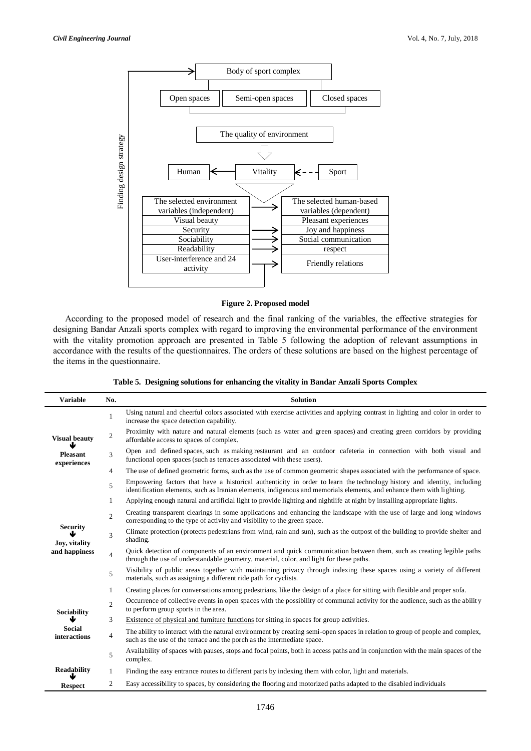**Figure 2. Proposed model**

According to the proposed model of research and the final ranking of the variables, the effective strategies for designing Bandar Anzali sports complex with regard to improving the environmental performance of the environment with the vitality promotion approach are presented in Table 5 following the adoption of relevant assumptions in accordance with the results of the questionnaires. The orders of these solutions are based on the highest percentage of the items in the questionnaire.

**Table 5. Designing solutions for enhancing the vitality in Bandar Anzali Sports Complex**

| Variable | No. | Solution |
|---|---|---|
| **Visual beauty ↓ Pleasant experiences** | 1 | Using natural and cheerful colors associated with exercise activities and applying contrast in lighting and color in order to increase the space detection capability. |
| | 2 | Proximity with nature and natural elements (such as water and green spaces) and creating green corridors by providing affordable access to spaces of complex. |
| | 3 | Open and defined spaces, such as making restaurant and an outdoor cafeteria in connection with both visual and functional open spaces (such as terraces associated with these users). |
| | 4 | The use of defined geometric forms, such as the use of common geometric shapes associated with the performance of space. |
| | 5 | Empowering factors that have a historical authenticity in order to learn the technology history and identity, including identification elements, such as Iranian elements, indigenous and memorials elements, and enhance them with lighting. |
| **Security ↓ Joy, vitality and happiness** | 1 | Applying enough natural and artificial light to provide lighting and nightlife at night by installing appropriate lights. |
| | 2 | Creating transparent clearings in some applications and enhancing the landscape with the use of large and long windows corresponding to the type of activity and visibility to the green space. |
| | 3 | Climate protection (protects pedestrians from wind, rain and sun), such as the outpost of the building to provide shelter and shading. |
| | 4 | Quick detection of components of an environment and quick communication between them, such as creating legible paths through the use of understandable geometry, material, color, and light for these paths. |
| | 5 | Visibility of public areas together with maintaining privacy through indexing these spaces using a variety of different materials, such as assigning a different ride path for cyclists. |
| **Sociability ↓ Social interactions** | 1 | Creating places for conversations among pedestrians, like the design of a place for sitting with flexible and proper sofa. |
| | 2 | Occurrence of collective events in open spaces with the possibility of communal activity for the audience, such as the ability to perform group sports in the area. |
| | 3 | Existence of physical and furniture functions for sitting in spaces for group activities. |
| | 4 | The ability to interact with the natural environment by creating semi-open spaces in relation to group of people and complex, such as the use of the terrace and the porch as the intermediate space. |
| | 5 | Availability of spaces with pauses, stops and focal points, both in access paths and in conjunction with the main spaces of the complex. |
| **Readability ↓ Respect** | 1 | Finding the easy entrance routes to different parts by indexing them with color, light and materials. |
| | 2 | Easy accessibility to spaces, by considering the flooring and motorized paths adapted to the disabled individuals |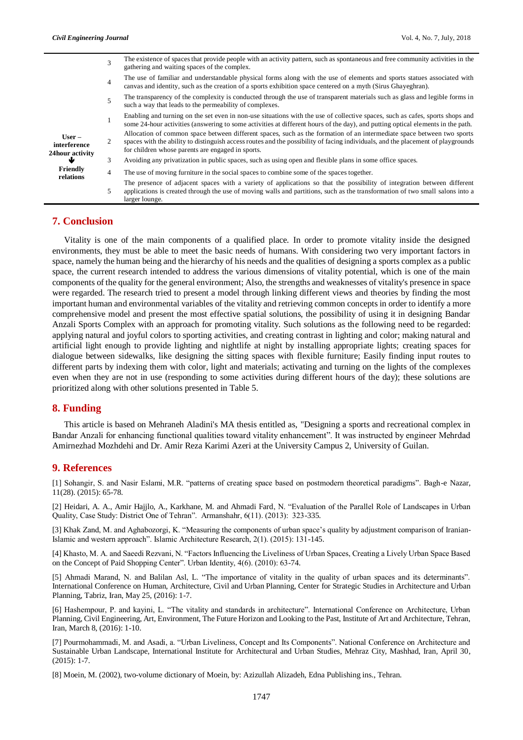| | | |
|---|---|---|
| | 3 | The existence of spaces that provide people with an activity pattern, such as spontaneous and free community activities in the gathering and waiting spaces of the complex. |
| | 4 | The use of familiar and understandable physical forms along with the use of elements and sports statues associated with canvas and identity, such as the creation of a sports exhibition space centered on a myth (Sirus Ghayeghran). |
| | 5 | The transparency of the complexity is conducted through the use of transparent materials such as glass and legible forms in such a way that leads to the permeability of complexes. |
| User – interference 24hour activity ↓ Friendly relations | 1 | Enabling and turning on the set even in non-use situations with the use of collective spaces, such as cafes, sports shops and some 24-hour activities (answering to some activities at different hours of the day), and putting optical elements in the path. |
| | 2 | Allocation of common space between different spaces, such as the formation of an intermediate space between two sports spaces with the ability to distinguish access routes and the possibility of facing individuals, and the placement of playgrounds for children whose parents are engaged in sports. |
| | 3 | Avoiding any privatization in public spaces, such as using open and flexible plans in some office spaces. |
| | 4 | The use of moving furniture in the social spaces to combine some of the spaces together. |
| | 5 | The presence of adjacent spaces with a variety of applications so that the possibility of integration between different applications is created through the use of moving walls and partitions, such as the transformation of two small salons into a larger lounge. |

## 7. Conclusion

Vitality is one of the main components of a qualified place. In order to promote vitality inside the designed environments, they must be able to meet the basic needs of humans. With considering two very important factors in space, namely the human being and the hierarchy of his needs and the qualities of designing a sports complex as a public space, the current research intended to address the various dimensions of vitality potential, which is one of the main components of the quality for the general environment; Also, the strengths and weaknesses of vitality's presence in space were regarded. The research tried to present a model through linking different views and theories by finding the most important human and environmental variables of the vitality and retrieving common concepts in order to identify a more comprehensive model and present the most effective spatial solutions, the possibility of using it in designing Bandar Anzali Sports Complex with an approach for promoting vitality. Such solutions as the following need to be regarded: applying natural and joyful colors to sporting activities, and creating contrast in lighting and color; making natural and artificial light enough to provide lighting and nightlife at night by installing appropriate lights; creating spaces for dialogue between sidewalks, like designing the sitting spaces with flexible furniture; Easily finding input routes to different parts by indexing them with color, light and materials; activating and turning on the lights of the complexes even when they are not in use (responding to some activities during different hours of the day); these solutions are prioritized along with other solutions presented in Table 5.

## 8. Funding

This article is based on Mehraneh Aladini's MA thesis entitled as, "Designing a sports and recreational complex in Bandar Anzali for enhancing functional qualities toward vitality enhancement". It was instructed by engineer Mehrdad Amirnezhad Mozhdehi and Dr. Amir Reza Karimi Azeri at the University Campus 2, University of Guilan.

## 9. References

[1] Sohangir, S. and Nasir Eslami, M.R. "patterns of creating space based on postmodern theoretical paradigms". Bagh-e Nazar, 11(28). (2015): 65-78.

[2] Heidari, A. A., Amir Hajjlo, A., Karkhane, M. and Ahmadi Fard, N. "Evaluation of the Parallel Role of Landscapes in Urban Quality, Case Study: District One of Tehran". Armanshahr, 6(11). (2013): 323-335.

[3] Khak Zand, M. and Aghabozorgi, K. "Measuring the components of urban space's quality by adjustment comparison of Iranian-Islamic and western approach". Islamic Architecture Research, 2(1). (2015): 131-145.

[4] Khasto, M. A. and Saeedi Rezvani, N. "Factors Influencing the Liveliness of Urban Spaces, Creating a Lively Urban Space Based on the Concept of Paid Shopping Center". Urban Identity, 4(6). (2010): 63-74.

[5] Ahmadi Marand, N. and Balilan Asl, L. "The importance of vitality in the quality of urban spaces and its determinants". International Conference on Human, Architecture, Civil and Urban Planning, Center for Strategic Studies in Architecture and Urban Planning, Tabriz, Iran, May 25, (2016): 1-7.

[6] Hashempour, P. and kayini, L. "The vitality and standards in architecture". International Conference on Architecture, Urban Planning, Civil Engineering, Art, Environment, The Future Horizon and Looking to the Past, Institute of Art and Architecture, Tehran, Iran, March 8, (2016): 1-10.

[7] Pourmohammadi, M. and Asadi, a. "Urban Liveliness, Concept and Its Components". National Conference on Architecture and Sustainable Urban Landscape, International Institute for Architectural and Urban Studies, Mehraz City, Mashhad, Iran, April 30, (2015): 1-7.

[8] Moein, M. (2002), two-volume dictionary of Moein, by: Azizullah Alizadeh, Edna Publishing ins., Tehran.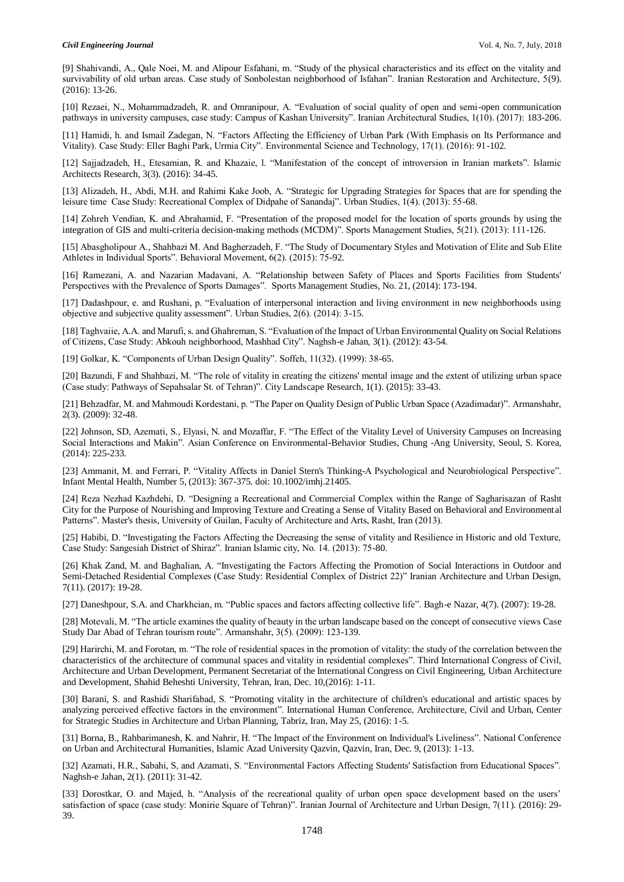[9] Shahivandi, A., Qale Noei, M. and Alipour Esfahani, m. "Study of the physical characteristics and its effect on the vitality and survivability of old urban areas. Case study of Sonbolestan neighborhood of Isfahan". Iranian Restoration and Architecture, 5(9). (2016): 13-26.

[10] Rezaei, N., Mohammadzadeh, R. and Omranipour, A. "Evaluation of social quality of open and semi-open communication pathways in university campuses, case study: Campus of Kashan University". Iranian Architectural Studies, 1(10). (2017): 183-206.

[11] Hamidi, h. and Ismail Zadegan, N. "Factors Affecting the Efficiency of Urban Park (With Emphasis on Its Performance and Vitality). Case Study: Eller Baghi Park, Urmia City". Environmental Science and Technology, 17(1). (2016): 91-102.

[12] Sajjadzadeh, H., Etesamian, R. and Khazaie, l. "Manifestation of the concept of introversion in Iranian markets". Islamic Architects Research, 3(3). (2016): 34-45.

[13] Alizadeh, H., Abdi, M.H. and Rahimi Kake Joob, A. "Strategic for Upgrading Strategies for Spaces that are for spending the leisure time Case Study: Recreational Complex of Didpahe of Sanandaj". Urban Studies, 1(4). (2013): 55-68.

[14] Zohreh Vendian, K. and Abrahamid, F. "Presentation of the proposed model for the location of sports grounds by using the integration of GIS and multi-criteria decision-making methods (MCDM)". Sports Management Studies, 5(21). (2013): 111-126.

[15] Abasgholipour A., Shahbazi M. And Bagherzadeh, F. "The Study of Documentary Styles and Motivation of Elite and Sub Elite Athletes in Individual Sports". Behavioral Movement, 6(2). (2015): 75-92.

[16] Ramezani, A. and Nazarian Madavani, A. "Relationship between Safety of Places and Sports Facilities from Students' Perspectives with the Prevalence of Sports Damages". Sports Management Studies, No. 21, (2014): 173-194.

[17] Dadashpour, e. and Rushani, p. "Evaluation of interpersonal interaction and living environment in new neighborhoods using objective and subjective quality assessment". Urban Studies, 2(6). (2014): 3-15.

[18] Taghvaiie, A.A. and Marufi, s. and Ghahreman, S. "Evaluation of the Impact of Urban Environmental Quality on Social Relations of Citizens, Case Study: Abkouh neighborhood, Mashhad City". Naghsh-e Jahan, 3(1). (2012): 43-54.

[19] Golkar, K. "Components of Urban Design Quality". Soffeh, 11(32). (1999): 38-65.

[20] Bazundi, F and Shahbazi, M. "The role of vitality in creating the citizens' mental image and the extent of utilizing urban space (Case study: Pathways of Sepahsalar St. of Tehran)". City Landscape Research, 1(1). (2015): 33-43.

[21] Behzadfar, M. and Mahmoudi Kordestani, p. "The Paper on Quality Design of Public Urban Space (Azadimadar)". Armanshahr, 2(3). (2009): 32-48.

[22] Johnson, SD, Azemati, S., Elyasi, N. and Mozaffar, F. "The Effect of the Vitality Level of University Campuses on Increasing Social Interactions and Makin". Asian Conference on Environmental-Behavior Studies, Chung -Ang University, Seoul, S. Korea, (2014): 225-233.

[23] Ammanit, M. and Ferrari, P. "Vitality Affects in Daniel Stern's Thinking-A Psychological and Neurobiological Perspective". Infant Mental Health, Number 5, (2013): 367-375. doi: 10.1002/imhj.21405.

[24] Reza Nezhad Kazhdehi, D. "Designing a Recreational and Commercial Complex within the Range of Sagharisazan of Rasht City for the Purpose of Nourishing and Improving Texture and Creating a Sense of Vitality Based on Behavioral and Environmental Patterns". Master's thesis, University of Guilan, Faculty of Architecture and Arts, Rasht, Iran (2013).

[25] Habibi, D. "Investigating the Factors Affecting the Decreasing the sense of vitality and Resilience in Historic and old Texture, Case Study: Sangesiah District of Shiraz". Iranian Islamic city, No. 14. (2013): 75-80.

[26] Khak Zand, M. and Baghalian, A. "Investigating the Factors Affecting the Promotion of Social Interactions in Outdoor and Semi-Detached Residential Complexes (Case Study: Residential Complex of District 22)" Iranian Architecture and Urban Design, 7(11). (2017): 19-28.

[27] Daneshpour, S.A. and Charkhcian, m. "Public spaces and factors affecting collective life". Bagh-e Nazar, 4(7). (2007): 19-28.

[28] Motevali, M. "The article examines the quality of beauty in the urban landscape based on the concept of consecutive views Case Study Dar Abad of Tehran tourism route". Armanshahr, 3(5). (2009): 123-139.

[29] Harirchi, M. and Forotan, m. "The role of residential spaces in the promotion of vitality: the study of the correlation between the characteristics of the architecture of communal spaces and vitality in residential complexes". Third International Congress of Civil, Architecture and Urban Development, Permanent Secretariat of the International Congress on Civil Engineering, Urban Architecture and Development, Shahid Beheshti University, Tehran, Iran, Dec. 10,(2016): 1-11.

[30] Barani, S. and Rashidi Sharifabad, S. "Promoting vitality in the architecture of children's educational and artistic spaces by analyzing perceived effective factors in the environment". International Human Conference, Architecture, Civil and Urban, Center for Strategic Studies in Architecture and Urban Planning, Tabriz, Iran, May 25, (2016): 1-5.

[31] Borna, B., Rahbarimanesh, K. and Nahrir, H. "The Impact of the Environment on Individual's Liveliness". National Conference on Urban and Architectural Humanities, Islamic Azad University Qazvin, Qazvin, Iran, Dec. 9, (2013): 1-13.

[32] Azamati, H.R., Sabahi, S, and Azamati, S. "Environmental Factors Affecting Students' Satisfaction from Educational Spaces". Naghsh-e Jahan, 2(1). (2011): 31-42.

[33] Dorostkar, O. and Majed, h. "Analysis of the recreational quality of urban open space development based on the users' satisfaction of space (case study: Monirie Square of Tehran)". Iranian Journal of Architecture and Urban Design, 7(11). (2016): 29-39.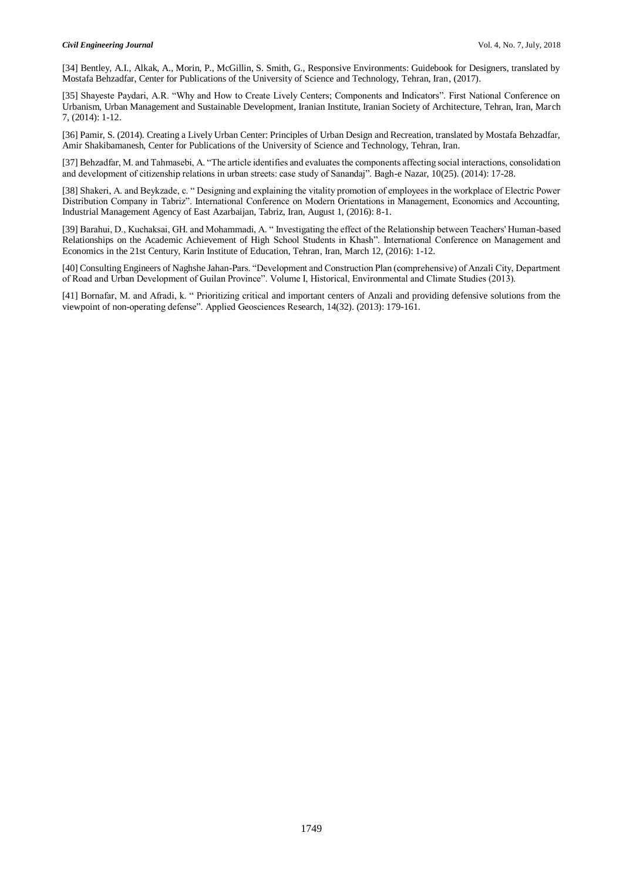[34] Bentley, A.I., Alkak, A., Morin, P., McGillin, S. Smith, G., Responsive Environments: Guidebook for Designers, translated by Mostafa Behzadfar, Center for Publications of the University of Science and Technology, Tehran, Iran, (2017).

[35] Shayeste Paydari, A.R. "Why and How to Create Lively Centers; Components and Indicators". First National Conference on Urbanism, Urban Management and Sustainable Development, Iranian Institute, Iranian Society of Architecture, Tehran, Iran, March 7, (2014): 1-12.

[36] Pamir, S. (2014). Creating a Lively Urban Center: Principles of Urban Design and Recreation, translated by Mostafa Behzadfar, Amir Shakibamanesh, Center for Publications of the University of Science and Technology, Tehran, Iran.

[37] Behzadfar, M. and Tahmasebi, A. "The article identifies and evaluates the components affecting social interactions, consolidation and development of citizenship relations in urban streets: case study of Sanandaj". Bagh-e Nazar, 10(25). (2014): 17-28.

[38] Shakeri, A. and Beykzade, c. " Designing and explaining the vitality promotion of employees in the workplace of Electric Power Distribution Company in Tabriz". International Conference on Modern Orientations in Management, Economics and Accounting, Industrial Management Agency of East Azarbaijan, Tabriz, Iran, August 1, (2016): 8-1.

[39] Barahui, D., Kuchaksai, GH. and Mohammadi, A. " Investigating the effect of the Relationship between Teachers' Human-based Relationships on the Academic Achievement of High School Students in Khash". International Conference on Management and Economics in the 21st Century, Karin Institute of Education, Tehran, Iran, March 12, (2016): 1-12.

[40] Consulting Engineers of Naghshe Jahan-Pars. "Development and Construction Plan (comprehensive) of Anzali City, Department of Road and Urban Development of Guilan Province". Volume I, Historical, Environmental and Climate Studies (2013).

[41] Bornafar, M. and Afradi, k. " Prioritizing critical and important centers of Anzali and providing defensive solutions from the viewpoint of non-operating defense". Applied Geosciences Research, 14(32). (2013): 179-161.